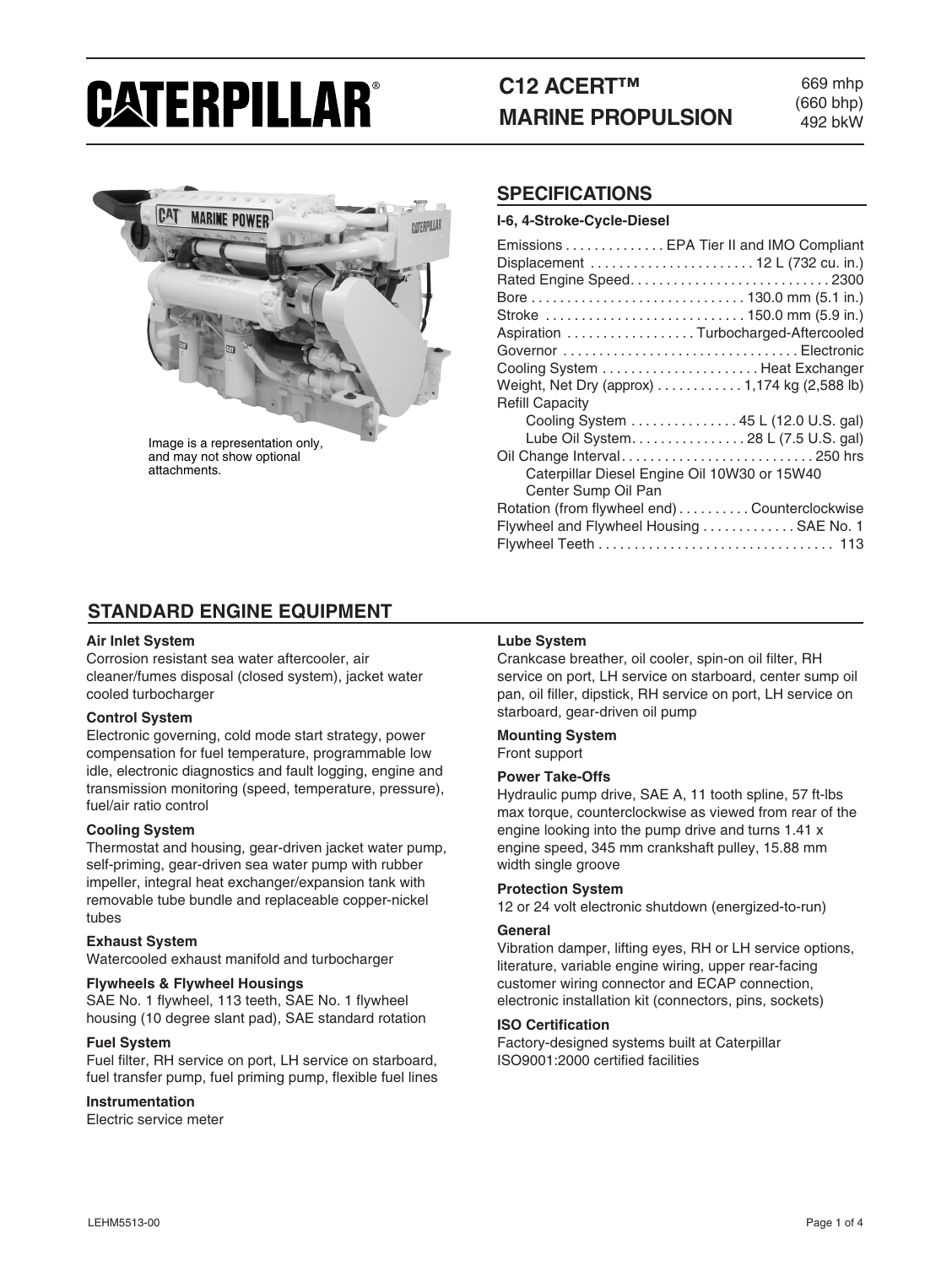# CATERPILLAR®

## C12 ACERT™ MARINE PROPULSION

669 mhp
(660 bhp)
492 bkW

Image is a representation only, and may not show optional attachments.

## SPECIFICATIONS

**I-6, 4-Stroke-Cycle-Diesel**

| Specification | Value |
|---|---|
| Emissions | EPA Tier II and IMO Compliant |
| Displacement | 12 L (732 cu. in.) |
| Rated Engine Speed | 2300 |
| Bore | 130.0 mm (5.1 in.) |
| Stroke | 150.0 mm (5.9 in.) |
| Aspiration | Turbocharged-Aftercooled |
| Governor | Electronic |
| Cooling System | Heat Exchanger |
| Weight, Net Dry (approx) | 1,174 kg (2,588 lb) |
| Refill Capacity | |
| Cooling System | 45 L (12.0 U.S. gal) |
| Lube Oil System | 28 L (7.5 U.S. gal) |
| Oil Change Interval | 250 hrs |
| Caterpillar Diesel Engine Oil 10W30 or 15W40 Center Sump Oil Pan | |
| Rotation (from flywheel end) | Counterclockwise |
| Flywheel and Flywheel Housing | SAE No. 1 |
| Flywheel Teeth | 113 |

## STANDARD ENGINE EQUIPMENT

**Air Inlet System**
Corrosion resistant sea water aftercooler, air cleaner/fumes disposal (closed system), jacket water cooled turbocharger

**Control System**
Electronic governing, cold mode start strategy, power compensation for fuel temperature, programmable low idle, electronic diagnostics and fault logging, engine and transmission monitoring (speed, temperature, pressure), fuel/air ratio control

**Cooling System**
Thermostat and housing, gear-driven jacket water pump, self-priming, gear-driven sea water pump with rubber impeller, integral heat exchanger/expansion tank with removable tube bundle and replaceable copper-nickel tubes

**Exhaust System**
Watercooled exhaust manifold and turbocharger

**Flywheels & Flywheel Housings**
SAE No. 1 flywheel, 113 teeth, SAE No. 1 flywheel housing (10 degree slant pad), SAE standard rotation

**Fuel System**
Fuel filter, RH service on port, LH service on starboard, fuel transfer pump, fuel priming pump, flexible fuel lines

**Instrumentation**
Electric service meter

**Lube System**
Crankcase breather, oil cooler, spin-on oil filter, RH service on port, LH service on starboard, center sump oil pan, oil filler, dipstick, RH service on port, LH service on starboard, gear-driven oil pump

**Mounting System**
Front support

**Power Take-Offs**
Hydraulic pump drive, SAE A, 11 tooth spline, 57 ft-lbs max torque, counterclockwise as viewed from rear of the engine looking into the pump drive and turns 1.41 x engine speed, 345 mm crankshaft pulley, 15.88 mm width single groove

**Protection System**
12 or 24 volt electronic shutdown (energized-to-run)

**General**
Vibration damper, lifting eyes, RH or LH service options, literature, variable engine wiring, upper rear-facing customer wiring connector and ECAP connection, electronic installation kit (connectors, pins, sockets)

**ISO Certification**
Factory-designed systems built at Caterpillar ISO9001:2000 certified facilities

LEHM5513-00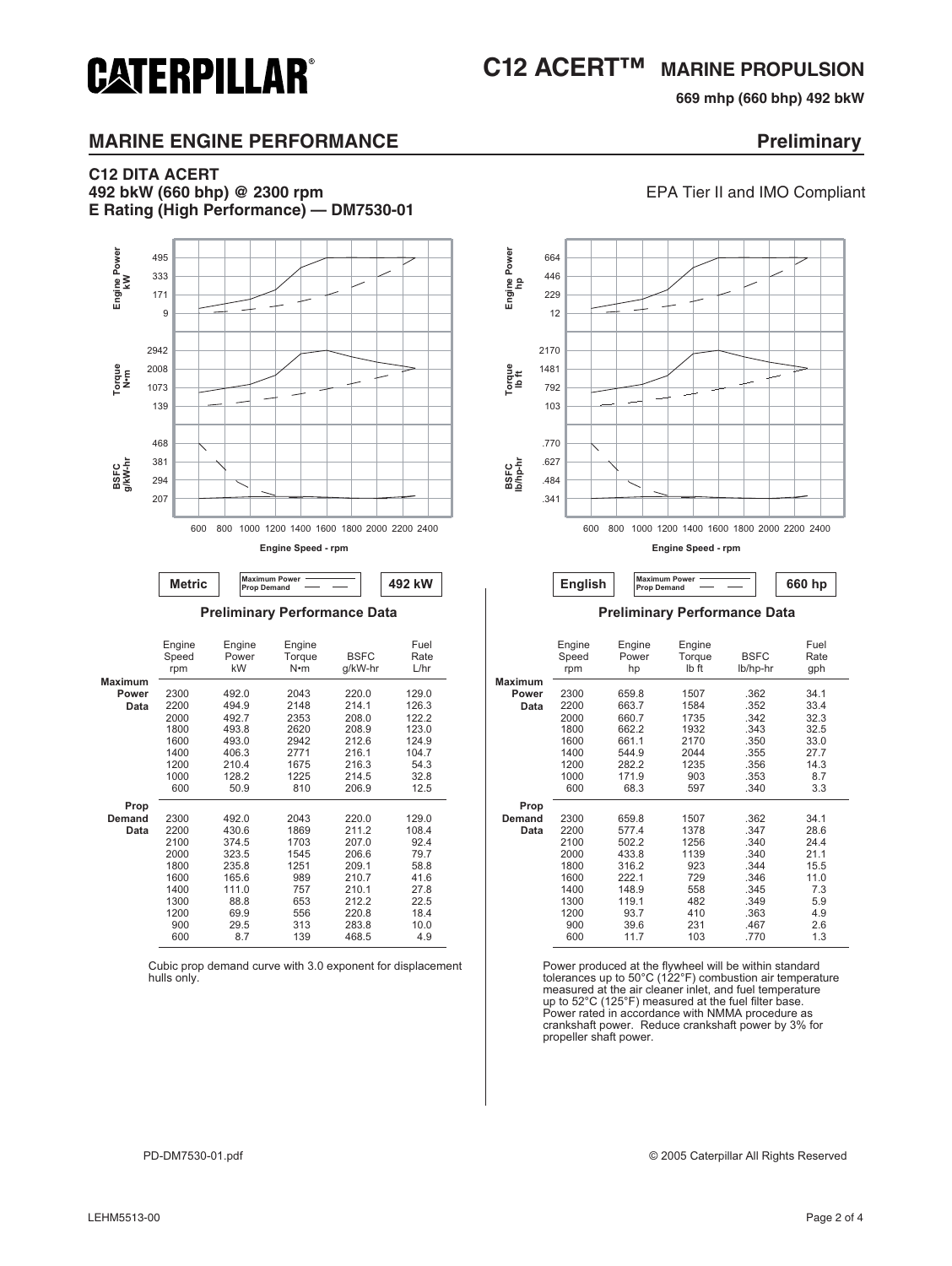# C12 ACERT™ MARINE PROPULSION

**669 mhp (660 bhp) 492 bkW**

## MARINE ENGINE PERFORMANCE

**Preliminary**

**C12 DITA ACERT**
**492 bkW (660 bhp) @ 2300 rpm**
**E Rating (High Performance) — DM7530-01**

EPA Tier II and IMO Compliant

Engine Power kW: 495, 333, 171, 9
Torque N•m: 2942, 2008, 1073, 139
BSFC g/kW-hr: 468, 381, 294, 207

Engine Speed - rpm: 600 800 1000 1200 1400 1600 1800 2000 2200 2400

**Metric** | Maximum Power ——— Prop Demand — — | **492 kW**

### Preliminary Performance Data

| | Engine Speed rpm | Engine Power kW | Engine Torque N•m | BSFC g/kW-hr | Fuel Rate L/hr |
|---|---|---|---|---|---|
| **Maximum Power Data** | 2300 | 492.0 | 2043 | 220.0 | 129.0 |
| | 2200 | 494.9 | 2148 | 214.1 | 126.3 |
| | 2000 | 492.7 | 2353 | 208.0 | 122.2 |
| | 1800 | 493.8 | 2620 | 208.9 | 123.0 |
| | 1600 | 493.0 | 2942 | 212.6 | 124.9 |
| | 1400 | 406.3 | 2771 | 216.1 | 104.7 |
| | 1200 | 210.4 | 1675 | 216.3 | 54.3 |
| | 1000 | 128.2 | 1225 | 214.5 | 32.8 |
| | 600 | 50.9 | 810 | 206.9 | 12.5 |
| **Prop Demand Data** | 2300 | 492.0 | 2043 | 220.0 | 129.0 |
| | 2200 | 430.6 | 1869 | 211.2 | 108.4 |
| | 2100 | 374.5 | 1703 | 207.0 | 92.4 |
| | 2000 | 323.5 | 1545 | 206.6 | 79.7 |
| | 1800 | 235.8 | 1251 | 209.1 | 58.8 |
| | 1600 | 165.6 | 989 | 210.7 | 41.6 |
| | 1400 | 111.0 | 757 | 210.1 | 27.8 |
| | 1300 | 88.8 | 653 | 212.2 | 22.5 |
| | 1200 | 69.9 | 556 | 220.8 | 18.4 |
| | 900 | 29.5 | 313 | 283.8 | 10.0 |
| | 600 | 8.7 | 139 | 468.5 | 4.9 |

Cubic prop demand curve with 3.0 exponent for displacement hulls only.

Engine Power hp: 664, 446, 229, 12
Torque lb ft: 2170, 1481, 792, 103
BSFC lb/hp-hr: .770, .627, .484, .341

Engine Speed - rpm: 600 800 1000 1200 1400 1600 1800 2000 2200 2400

**English** | Maximum Power ——— Prop Demand — — | **660 hp**

### Preliminary Performance Data

| | Engine Speed rpm | Engine Power hp | Engine Torque lb ft | BSFC lb/hp-hr | Fuel Rate gph |
|---|---|---|---|---|---|
| **Maximum Power Data** | 2300 | 659.8 | 1507 | .362 | 34.1 |
| | 2200 | 663.7 | 1584 | .352 | 33.4 |
| | 2000 | 660.7 | 1735 | .342 | 32.3 |
| | 1800 | 662.2 | 1932 | .343 | 32.5 |
| | 1600 | 661.1 | 2170 | .350 | 33.0 |
| | 1400 | 544.9 | 2044 | .355 | 27.7 |
| | 1200 | 282.2 | 1235 | .356 | 14.3 |
| | 1000 | 171.9 | 903 | .353 | 8.7 |
| | 600 | 68.3 | 597 | .340 | 3.3 |
| **Prop Demand Data** | 2300 | 659.8 | 1507 | .362 | 34.1 |
| | 2200 | 577.4 | 1378 | .347 | 28.6 |
| | 2100 | 502.2 | 1256 | .340 | 24.4 |
| | 2000 | 433.8 | 1139 | .340 | 21.1 |
| | 1800 | 316.2 | 923 | .344 | 15.5 |
| | 1600 | 222.1 | 729 | .346 | 11.0 |
| | 1400 | 148.9 | 558 | .345 | 7.3 |
| | 1300 | 119.1 | 482 | .349 | 5.9 |
| | 1200 | 93.7 | 410 | .363 | 4.9 |
| | 900 | 39.6 | 231 | .467 | 2.6 |
| | 600 | 11.7 | 103 | .770 | 1.3 |

Power produced at the flywheel will be within standard tolerances up to 50°C (122°F) combustion air temperature measured at the air cleaner inlet, and fuel temperature up to 52°C (125°F) measured at the fuel filter base. Power rated in accordance with NMMA procedure as crankshaft power. Reduce crankshaft power by 3% for propeller shaft power.

PD-DM7530-01.pdf

© 2005 Caterpillar All Rights Reserved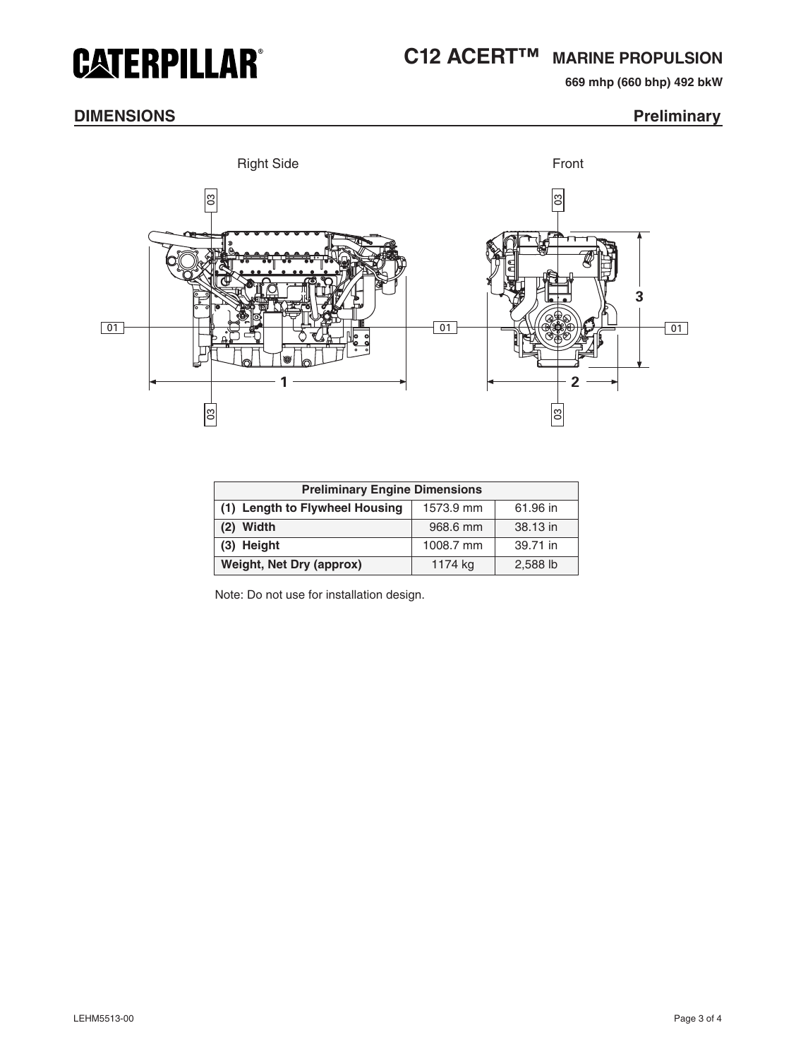# CATERPILLAR®

# C12 ACERT™ MARINE PROPULSION

**669 mhp (660 bhp) 492 bkW**

## DIMENSIONS

**Preliminary**

Right Side

Front

| Preliminary Engine Dimensions | | |
|---|---|---|
| **(1) Length to Flywheel Housing** | 1573.9 mm | 61.96 in |
| **(2) Width** | 968.6 mm | 38.13 in |
| **(3) Height** | 1008.7 mm | 39.71 in |
| **Weight, Net Dry (approx)** | 1174 kg | 2,588 lb |

Note: Do not use for installation design.

LEHM5513-00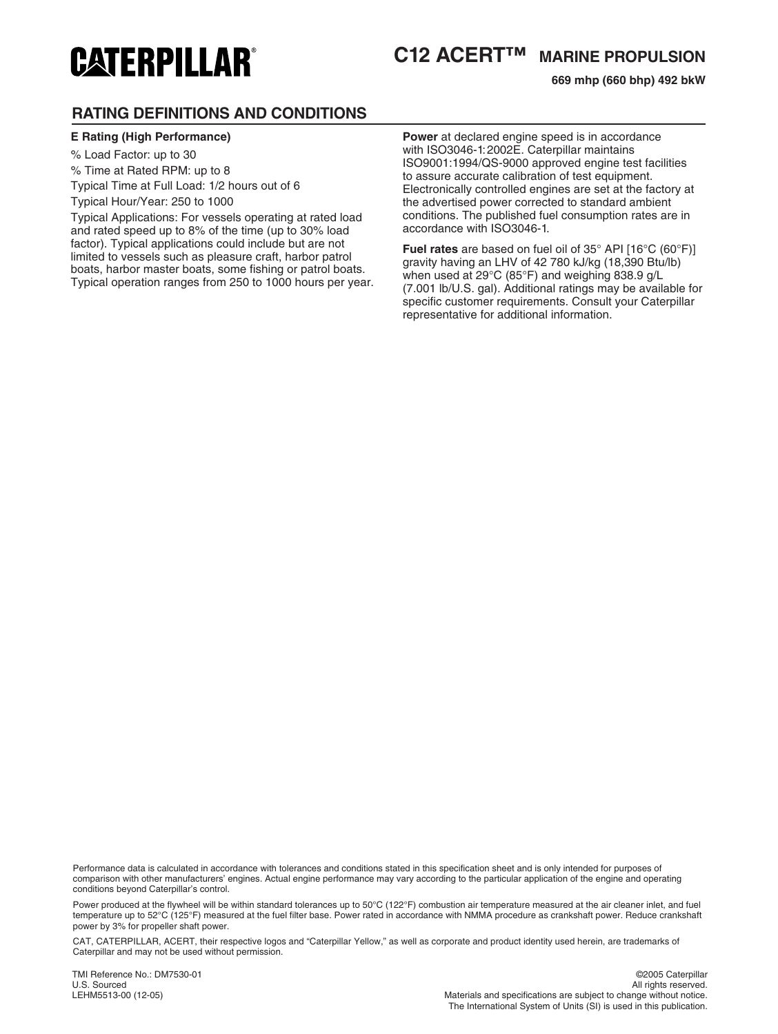# CATERPILLAR®

# C12 ACERT™ MARINE PROPULSION

**669 mhp (660 bhp) 492 bkW**

## RATING DEFINITIONS AND CONDITIONS

**E Rating (High Performance)**

% Load Factor: up to 30

% Time at Rated RPM: up to 8

Typical Time at Full Load: 1/2 hours out of 6

Typical Hour/Year: 250 to 1000

Typical Applications: For vessels operating at rated load and rated speed up to 8% of the time (up to 30% load factor). Typical applications could include but are not limited to vessels such as pleasure craft, harbor patrol boats, harbor master boats, some fishing or patrol boats. Typical operation ranges from 250 to 1000 hours per year.

**Power** at declared engine speed is in accordance with ISO3046-1:2002E. Caterpillar maintains ISO9001:1994/QS-9000 approved engine test facilities to assure accurate calibration of test equipment. Electronically controlled engines are set at the factory at the advertised power corrected to standard ambient conditions. The published fuel consumption rates are in accordance with ISO3046-1.

**Fuel rates** are based on fuel oil of 35° API [16°C (60°F)] gravity having an LHV of 42 780 kJ/kg (18,390 Btu/lb) when used at 29°C (85°F) and weighing 838.9 g/L (7.001 lb/U.S. gal). Additional ratings may be available for specific customer requirements. Consult your Caterpillar representative for additional information.

Performance data is calculated in accordance with tolerances and conditions stated in this specification sheet and is only intended for purposes of comparison with other manufacturers' engines. Actual engine performance may vary according to the particular application of the engine and operating conditions beyond Caterpillar's control.

Power produced at the flywheel will be within standard tolerances up to 50°C (122°F) combustion air temperature measured at the air cleaner inlet, and fuel temperature up to 52°C (125°F) measured at the fuel filter base. Power rated in accordance with NMMA procedure as crankshaft power. Reduce crankshaft power by 3% for propeller shaft power.

CAT, CATERPILLAR, ACERT, their respective logos and "Caterpillar Yellow," as well as corporate and product identity used herein, are trademarks of Caterpillar and may not be used without permission.

TMI Reference No.: DM7530-01
U.S. Sourced
LEHM5513-00 (12-05)

©2005 Caterpillar
All rights reserved.
Materials and specifications are subject to change without notice.
The International System of Units (SI) is used in this publication.